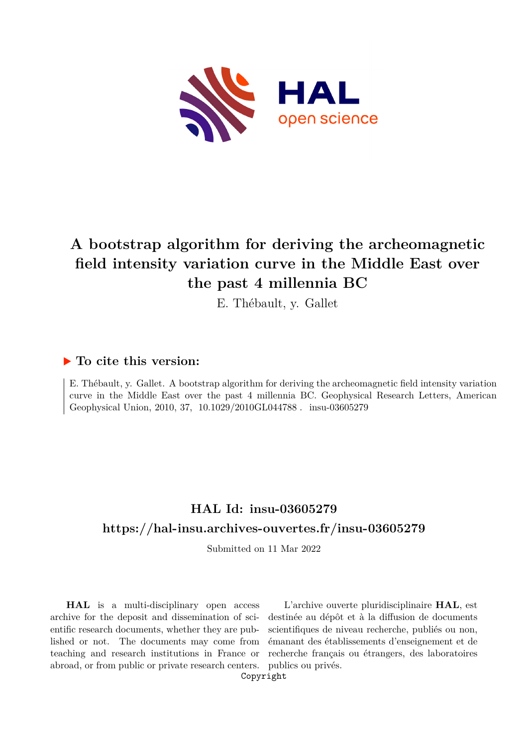# A bootstrap algorithm for deriving the archeomagnetic field intensity variation curve in the Middle East over the past 4 millennia BC

E. Thébault, y. Gallet

## ▶ To cite this version:

E. Thébault, y. Gallet. A bootstrap algorithm for deriving the archeomagnetic field intensity variation curve in the Middle East over the past 4 millennia BC. Geophysical Research Letters, American Geophysical Union, 2010, 37, 10.1029/2010GL044788 . insu-03605279

## HAL Id: insu-03605279

## https://hal-insu.archives-ouvertes.fr/insu-03605279

Submitted on 11 Mar 2022

**HAL** is a multi-disciplinary open access archive for the deposit and dissemination of scientific research documents, whether they are published or not. The documents may come from teaching and research institutions in France or abroad, or from public or private research centers.

L'archive ouverte pluridisciplinaire **HAL**, est destinée au dépôt et à la diffusion de documents scientifiques de niveau recherche, publiés ou non, émanant des établissements d'enseignement et de recherche français ou étrangers, des laboratoires publics ou privés.

Copyright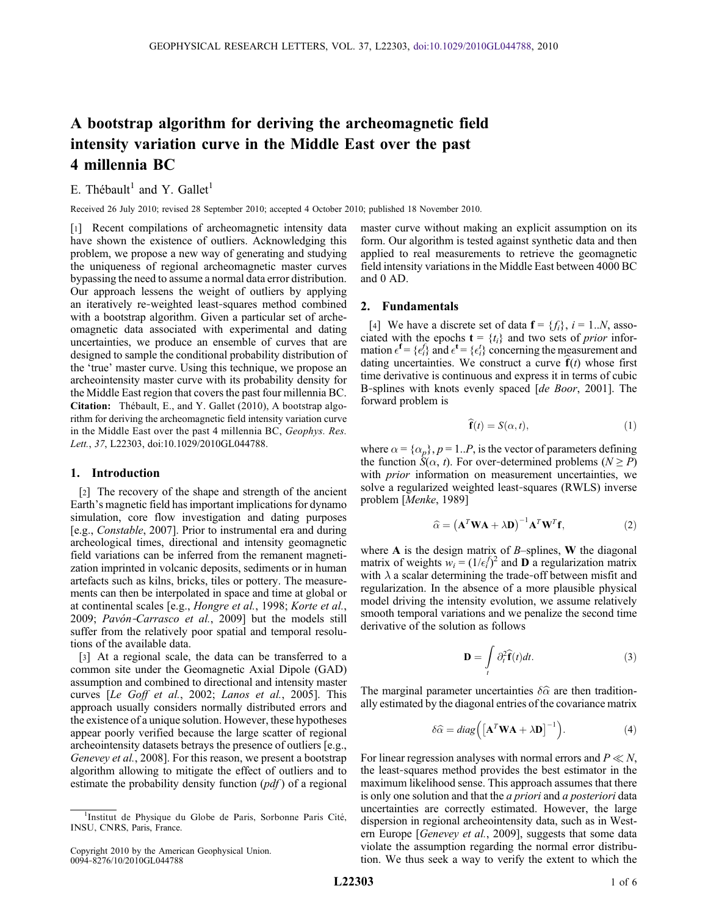# A bootstrap algorithm for deriving the archeomagnetic field intensity variation curve in the Middle East over the past 4 millennia BC

E. Thébault[1] and Y. Gallet[1]

Received 26 July 2010; revised 28 September 2010; accepted 4 October 2010; published 18 November 2010.

[1] Recent compilations of archeomagnetic intensity data have shown the existence of outliers. Acknowledging this problem, we propose a new way of generating and studying the uniqueness of regional archeomagnetic master curves bypassing the need to assume a normal data error distribution. Our approach lessens the weight of outliers by applying an iteratively re-weighted least-squares method combined with a bootstrap algorithm. Given a particular set of archeomagnetic data associated with experimental and dating uncertainties, we produce an ensemble of curves that are designed to sample the conditional probability distribution of the 'true' master curve. Using this technique, we propose an archeointensity master curve with its probability density for the Middle East region that covers the past four millennia BC. **Citation:** Thébault, E., and Y. Gallet (2010), A bootstrap algorithm for deriving the archeomagnetic field intensity variation curve in the Middle East over the past 4 millennia BC, *Geophys. Res. Lett.*, *37*, L22303, doi:10.1029/2010GL044788.

## 1. Introduction

[2] The recovery of the shape and strength of the ancient Earth's magnetic field has important implications for dynamo simulation, core flow investigation and dating purposes [e.g., *Constable*, 2007]. Prior to instrumental era and during archeological times, directional and intensity geomagnetic field variations can be inferred from the remanent magnetization imprinted in volcanic deposits, sediments or in human artefacts such as kilns, bricks, tiles or pottery. The measurements can then be interpolated in space and time at global or at continental scales [e.g., *Hongre et al.*, 1998; *Korte et al.*, 2009; *Pavón-Carrasco et al.*, 2009] but the models still suffer from the relatively poor spatial and temporal resolutions of the available data.

[3] At a regional scale, the data can be transferred to a common site under the Geomagnetic Axial Dipole (GAD) assumption and combined to directional and intensity master curves [*Le Goff et al.*, 2002; *Lanos et al.*, 2005]. This approach usually considers normally distributed errors and the existence of a unique solution. However, these hypotheses appear poorly verified because the large scatter of regional archeointensity datasets betrays the presence of outliers [e.g., *Genevey et al.*, 2008]. For this reason, we present a bootstrap algorithm allowing to mitigate the effect of outliers and to estimate the probability density function (*pdf*) of a regional master curve without making an explicit assumption on its form. Our algorithm is tested against synthetic data and then applied to real measurements to retrieve the geomagnetic field intensity variations in the Middle East between 4000 BC and 0 AD.

## 2. Fundamentals

[4] We have a discrete set of data $\mathbf{f} = \{f_i\}$, $i = 1..N$, associated with the epochs $\mathbf{t} = \{t_i\}$ and two sets of *prior* information $\epsilon^{\mathbf{f}} = \{\epsilon_i^f\}$ and $\epsilon^{\mathbf{t}} = \{\epsilon_i^t\}$ concerning the measurement and dating uncertainties. We construct a curve $\widehat{\mathbf{f}}(t)$ whose first time derivative is continuous and express it in terms of cubic B-splines with knots evenly spaced [*de Boor*, 2001]. The forward problem is

$$\widehat{\mathbf{f}}(t) = S(\alpha, t), \tag{1}$$

where $\alpha = \{\alpha_p\}$, $p = 1..P$, is the vector of parameters defining the function $S(\alpha, t)$. For over-determined problems ($N \geq P$) with *prior* information on measurement uncertainties, we solve a regularized weighted least-squares (RWLS) inverse problem [*Menke*, 1989]

$$\widehat{\alpha} = \left(\mathbf{A}^T\mathbf{W}\mathbf{A} + \lambda\mathbf{D}\right)^{-1}\mathbf{A}^T\mathbf{W}^T\mathbf{f}, \tag{2}$$

where $\mathbf{A}$ is the design matrix of *B*–splines, $\mathbf{W}$ the diagonal matrix of weights $w_i = (1/\epsilon_i^f)^2$ and $\mathbf{D}$ a regularization matrix with $\lambda$ a scalar determining the trade-off between misfit and regularization. In the absence of a more plausible physical model driving the intensity evolution, we assume relatively smooth temporal variations and we penalize the second time derivative of the solution as follows

$$\mathbf{D} = \int_t \partial_t^2 \widehat{\mathbf{f}}(t)dt. \tag{3}$$

The marginal parameter uncertainties $\delta\widehat{\alpha}$ are then traditionally estimated by the diagonal entries of the covariance matrix

$$\delta\widehat{\alpha} = diag\left(\left[\mathbf{A}^T\mathbf{W}\mathbf{A} + \lambda\mathbf{D}\right]^{-1}\right). \tag{4}$$

For linear regression analyses with normal errors and $P \ll N$, the least-squares method provides the best estimator in the maximum likelihood sense. This approach assumes that there is only one solution and that the *a priori* and *a posteriori* data uncertainties are correctly estimated. However, the large dispersion in regional archeointensity data, such as in Western Europe [*Genevey et al.*, 2009], suggests that some data violate the assumption regarding the normal error distribution. We thus seek a way to verify the extent to which the

[1] Institut de Physique du Globe de Paris, Sorbonne Paris Cité, INSU, CNRS, Paris, France.

Copyright 2010 by the American Geophysical Union.
0094-8276/10/2010GL044788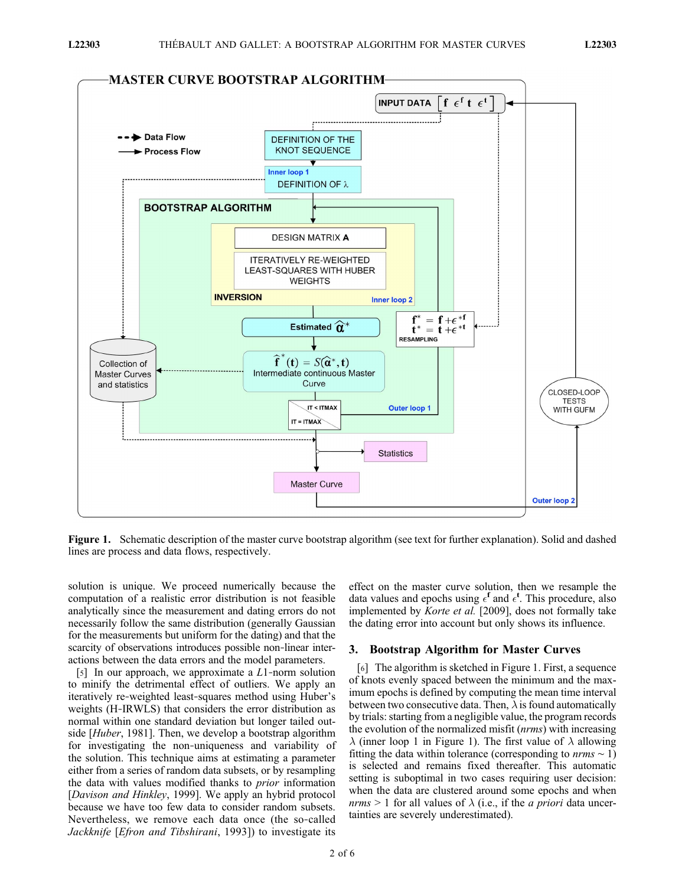**Figure 1.** Schematic description of the master curve bootstrap algorithm (see text for further explanation). Solid and dashed lines are process and data flows, respectively.

solution is unique. We proceed numerically because the computation of a realistic error distribution is not feasible analytically since the measurement and dating errors do not necessarily follow the same distribution (generally Gaussian for the measurements but uniform for the dating) and that the scarcity of observations introduces possible non-linear interactions between the data errors and the model parameters.

[5] In our approach, we approximate a $L1$-norm solution to minify the detrimental effect of outliers. We apply an iteratively re-weighted least-squares method using Huber's weights (H-IRWLS) that considers the error distribution as normal within one standard deviation but longer tailed outside [*Huber*, 1981]. Then, we develop a bootstrap algorithm for investigating the non-uniqueness and variability of the solution. This technique aims at estimating a parameter either from a series of random data subsets, or by resampling the data with values modified thanks to *prior* information [*Davison and Hinkley*, 1999]. We apply an hybrid protocol because we have too few data to consider random subsets. Nevertheless, we remove each data once (the so-called *Jackknife* [*Efron and Tibshirani*, 1993]) to investigate its effect on the master curve solution, then we resample the data values and epochs using $\epsilon^{\mathbf{f}}$ and $\epsilon^{\mathbf{t}}$. This procedure, also implemented by *Korte et al.* [2009], does not formally take the dating error into account but only shows its influence.

## 3. Bootstrap Algorithm for Master Curves

[6] The algorithm is sketched in Figure 1. First, a sequence of knots evenly spaced between the minimum and the maximum epochs is defined by computing the mean time interval between two consecutive data. Then, $\lambda$ is found automatically by trials: starting from a negligible value, the program records the evolution of the normalized misfit (*nrms*) with increasing $\lambda$ (inner loop 1 in Figure 1). The first value of $\lambda$ allowing fitting the data within tolerance (corresponding to *nrms* $\sim$ 1) is selected and remains fixed thereafter. This automatic setting is suboptimal in two cases requiring user decision: when the data are clustered around some epochs and when *nrms* $>$ 1 for all values of $\lambda$ (i.e., if the *a priori* data uncertainties are severely underestimated).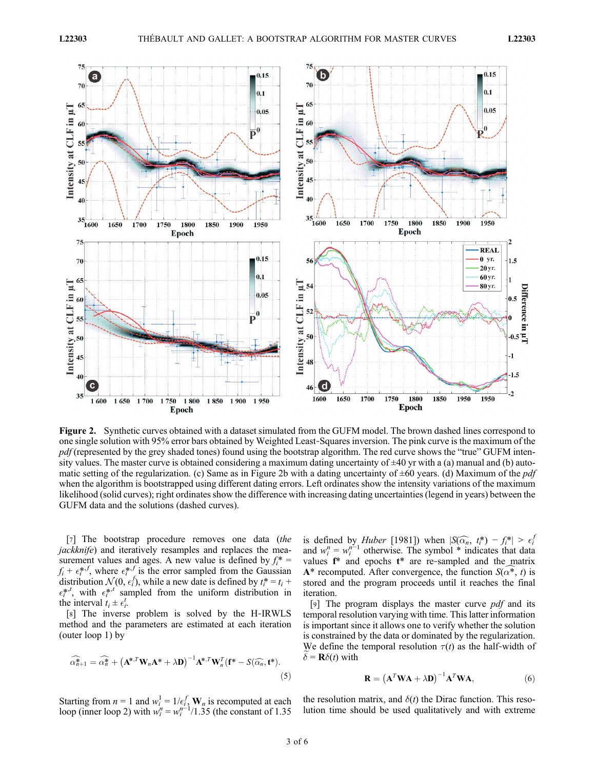**Figure 2.** Synthetic curves obtained with a dataset simulated from the GUFM model. The brown dashed lines correspond to one single solution with 95% error bars obtained by Weighted Least-Squares inversion. The pink curve is the maximum of the *pdf* (represented by the grey shaded tones) found using the bootstrap algorithm. The red curve shows the "true" GUFM intensity values. The master curve is obtained considering a maximum dating uncertainty of ±40 yr with a (a) manual and (b) automatic setting of the regularization. (c) Same as in Figure 2b with a dating uncertainty of ±60 years. (d) Maximum of the *pdf* when the algorithm is bootstrapped using different dating errors. Left ordinates show the intensity variations of the maximum likelihood (solid curves); right ordinates show the difference with increasing dating uncertainties (legend in years) between the GUFM data and the solutions (dashed curves).

[7] The bootstrap procedure removes one data (*the jackknife*) and iteratively resamples and replaces the measurement values and ages. A new value is defined by $f_i^* = f_i + \epsilon_i^{*,f}$, where $\epsilon_i^{*,f}$ is the error sampled from the Gaussian distribution $\mathcal{N}(0, \epsilon_i^f)$, while a new date is defined by $t_i^* = t_i + \epsilon_i^{*,t}$, with $\epsilon_i^{*,t}$ sampled from the uniform distribution in the interval $t_i \pm \epsilon_i^t$.

[8] The inverse problem is solved by the H-IRWLS method and the parameters are estimated at each iteration (outer loop 1) by

$$\widehat{\alpha_{n+1}^*} = \widehat{\alpha_n^*} + \left(\mathbf{A}^{*,T}\mathbf{W}_n\mathbf{A}^* + \lambda\mathbf{D}\right)^{-1}\mathbf{A}^{*,T}\mathbf{W}_n^T\left(\mathbf{f}^* - S(\widehat{\alpha_n}, \mathbf{t}^*)\right). \tag{5}$$

Starting from $n = 1$ and $w_i^1 = 1/\epsilon_i^f$, $\mathbf{W}_n$ is recomputed at each loop (inner loop 2) with $w_i^n = w_i^{n-1}/1.35$ (the constant of 1.35 is defined by *Huber* [1981]) when $|S(\widehat{\alpha_n}, t_i^*) - f_i^*| > \epsilon_i^f$ and $w_i^n = w_i^{n-1}$ otherwise. The symbol * indicates that data values $\mathbf{f}^*$ and epochs $\mathbf{t}^*$ are re-sampled and the matrix $\mathbf{A}^*$ recomputed. After convergence, the function $S(\widehat{\alpha^*}, t)$ is stored and the program proceeds until it reaches the final iteration.

[9] The program displays the master curve *pdf* and its temporal resolution varying with time. This latter information is important since it allows one to verify whether the solution is constrained by the data or dominated by the regularization. We define the temporal resolution $\tau(t)$ as the half-width of $\widehat{\delta} = \mathbf{R}\delta(t)$ with

$$\mathbf{R} = \left(\mathbf{A}^T\mathbf{W}\mathbf{A} + \lambda\mathbf{D}\right)^{-1}\mathbf{A}^T\mathbf{W}\mathbf{A}, \tag{6}$$

the resolution matrix, and $\delta(t)$ the Dirac function. This resolution time should be used qualitatively and with extreme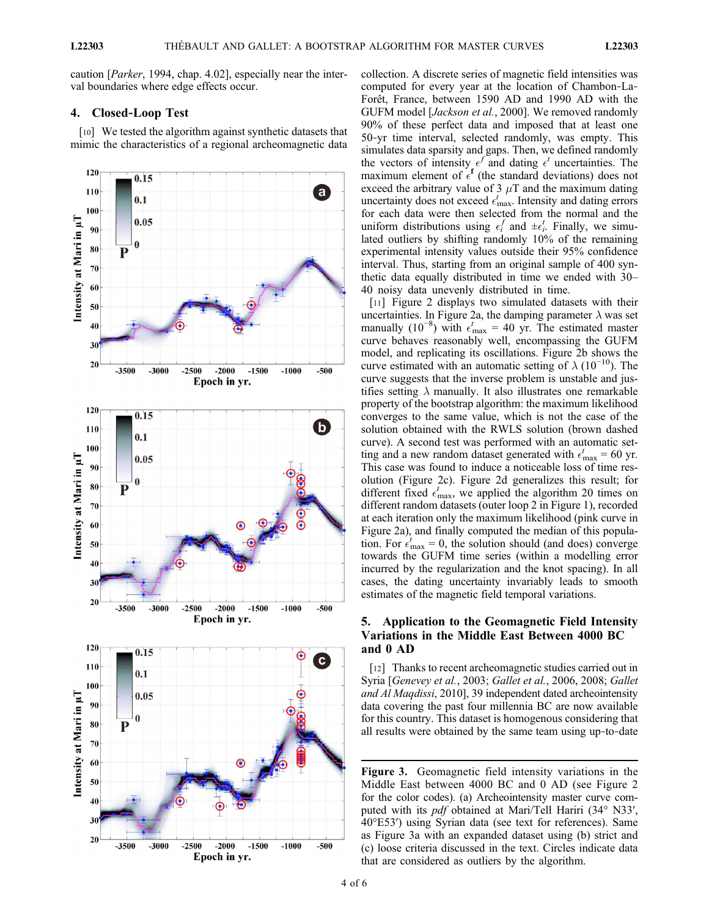caution [*Parker*, 1994, chap. 4.02], especially near the interval boundaries where edge effects occur.

## 4. Closed-Loop Test

[10] We tested the algorithm against synthetic datasets that mimic the characteristics of a regional archeomagnetic data collection. A discrete series of magnetic field intensities was computed for every year at the location of Chambon-La-Forêt, France, between 1590 AD and 1990 AD with the GUFM model [*Jackson et al.*, 2000]. We removed randomly 90% of these perfect data and imposed that at least one 50-yr time interval, selected randomly, was empty. This simulates data sparsity and gaps. Then, we defined randomly the vectors of intensity $\epsilon^f$ and dating $\epsilon^t$ uncertainties. The maximum element of $\epsilon^{\mathbf{f}}$ (the standard deviations) does not exceed the arbitrary value of 3 $\mu$T and the maximum dating uncertainty does not exceed $\epsilon^t_{max}$. Intensity and dating errors for each data were then selected from the normal and the uniform distributions using $\epsilon^f_i$ and $\pm\epsilon^t_i$. Finally, we simulated outliers by shifting randomly 10% of the remaining experimental intensity values outside their 95% confidence interval. Thus, starting from an original sample of 400 synthetic data equally distributed in time we ended with 30–40 noisy data unevenly distributed in time.

[11] Figure 2 displays two simulated datasets with their uncertainties. In Figure 2a, the damping parameter $\lambda$ was set manually ($10^{-8}$) with $\epsilon^t_{max}$ = 40 yr. The estimated master curve behaves reasonably well, encompassing the GUFM model, and replicating its oscillations. Figure 2b shows the curve estimated with an automatic setting of $\lambda$ ($10^{-10}$). The curve suggests that the inverse problem is unstable and justifies setting $\lambda$ manually. It also illustrates one remarkable property of the bootstrap algorithm: the maximum likelihood converges to the same value, which is not the case of the solution obtained with the RWLS solution (brown dashed curve). A second test was performed with an automatic setting and a new random dataset generated with $\epsilon^t_{max}$ = 60 yr. This case was found to induce a noticeable loss of time resolution (Figure 2c). Figure 2d generalizes this result; for different fixed $\epsilon^t_{max}$, we applied the algorithm 20 times on different random datasets (outer loop 2 in Figure 1), recorded at each iteration only the maximum likelihood (pink curve in Figure 2a), and finally computed the median of this population. For $\epsilon^t_{max}$ = 0, the solution should (and does) converge towards the GUFM time series (within a modelling error incurred by the regularization and the knot spacing). In all cases, the dating uncertainty invariably leads to smooth estimates of the magnetic field temporal variations.

## 5. Application to the Geomagnetic Field Intensity Variations in the Middle East Between 4000 BC and 0 AD

[12] Thanks to recent archeomagnetic studies carried out in Syria [*Genevey et al.*, 2003; *Gallet et al.*, 2006, 2008; *Gallet and Al Maqdissi*, 2010], 39 independent dated archeointensity data covering the past four millennia BC are now available for this country. This dataset is homogenous considering that all results were obtained by the same team using up-to-date

**Figure 3.** Geomagnetic field intensity variations in the Middle East between 4000 BC and 0 AD (see Figure 2 for the color codes). (a) Archeointensity master curve computed with its *pdf* obtained at Mari/Tell Hariri (34° N33′, 40°E53′) using Syrian data (see text for references). Same as Figure 3a with an expanded dataset using (b) strict and (c) loose criteria discussed in the text. Circles indicate data that are considered as outliers by the algorithm.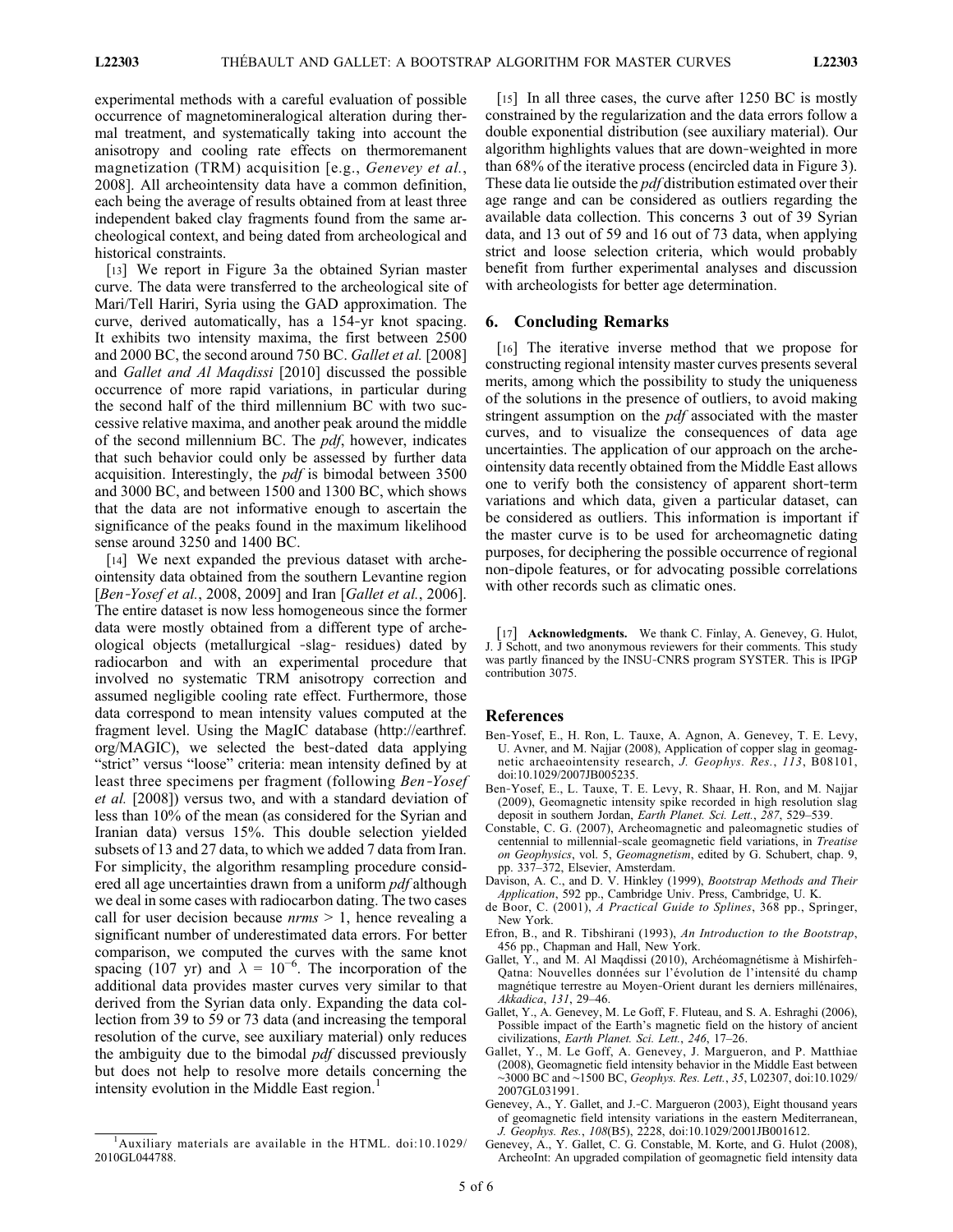experimental methods with a careful evaluation of possible occurrence of magnetomineralogical alteration during thermal treatment, and systematically taking into account the anisotropy and cooling rate effects on thermoremanent magnetization (TRM) acquisition [e.g., *Genevey et al.*, 2008]. All archeointensity data have a common definition, each being the average of results obtained from at least three independent baked clay fragments found from the same archeological context, and being dated from archeological and historical constraints.

[13] We report in Figure 3a the obtained Syrian master curve. The data were transferred to the archeological site of Mari/Tell Hariri, Syria using the GAD approximation. The curve, derived automatically, has a 154-yr knot spacing. It exhibits two intensity maxima, the first between 2500 and 2000 BC, the second around 750 BC. *Gallet et al.* [2008] and *Gallet and Al Maqdissi* [2010] discussed the possible occurrence of more rapid variations, in particular during the second half of the third millennium BC with two successive relative maxima, and another peak around the middle of the second millennium BC. The *pdf*, however, indicates that such behavior could only be assessed by further data acquisition. Interestingly, the *pdf* is bimodal between 3500 and 3000 BC, and between 1500 and 1300 BC, which shows that the data are not informative enough to ascertain the significance of the peaks found in the maximum likelihood sense around 3250 and 1400 BC.

[14] We next expanded the previous dataset with archeointensity data obtained from the southern Levantine region [*Ben-Yosef et al.*, 2008, 2009] and Iran [*Gallet et al.*, 2006]. The entire dataset is now less homogeneous since the former data were mostly obtained from a different type of archeological objects (metallurgical -slag- residues) dated by radiocarbon and with an experimental procedure that involved no systematic TRM anisotropy correction and assumed negligible cooling rate effect. Furthermore, those data correspond to mean intensity values computed at the fragment level. Using the MagIC database (http://earthref.org/MAGIC), we selected the best-dated data applying "strict" versus "loose" criteria: mean intensity defined by at least three specimens per fragment (following *Ben-Yosef et al.* [2008]) versus two, and with a standard deviation of less than 10% of the mean (as considered for the Syrian and Iranian data) versus 15%. This double selection yielded subsets of 13 and 27 data, to which we added 7 data from Iran. For simplicity, the algorithm resampling procedure considered all age uncertainties drawn from a uniform *pdf* although we deal in some cases with radiocarbon dating. The two cases call for user decision because $nrms > 1$, hence revealing a significant number of underestimated data errors. For better comparison, we computed the curves with the same knot spacing (107 yr) and $\lambda = 10^{-6}$. The incorporation of the additional data provides master curves very similar to that derived from the Syrian data only. Expanding the data collection from 39 to 59 or 73 data (and increasing the temporal resolution of the curve, see auxiliary material) only reduces the ambiguity due to the bimodal *pdf* discussed previously but does not help to resolve more details concerning the intensity evolution in the Middle East region.[1]

[15] In all three cases, the curve after 1250 BC is mostly constrained by the regularization and the data errors follow a double exponential distribution (see auxiliary material). Our algorithm highlights values that are down-weighted in more than 68% of the iterative process (encircled data in Figure 3). These data lie outside the *pdf* distribution estimated over their age range and can be considered as outliers regarding the available data collection. This concerns 3 out of 39 Syrian data, and 13 out of 59 and 16 out of 73 data, when applying strict and loose selection criteria, which would probably benefit from further experimental analyses and discussion with archeologists for better age determination.

## 6. Concluding Remarks

[16] The iterative inverse method that we propose for constructing regional intensity master curves presents several merits, among which the possibility to study the uniqueness of the solutions in the presence of outliers, to avoid making stringent assumption on the *pdf* associated with the master curves, and to visualize the consequences of data age uncertainties. The application of our approach on the archeointensity data recently obtained from the Middle East allows one to verify both the consistency of apparent short-term variations and which data, given a particular dataset, can be considered as outliers. This information is important if the master curve is to be used for archeomagnetic dating purposes, for deciphering the possible occurrence of regional non-dipole features, or for advocating possible correlations with other records such as climatic ones.

[17] **Acknowledgments.** We thank C. Finlay, A. Genevey, G. Hulot, J. J Schott, and two anonymous reviewers for their comments. This study was partly financed by the INSU-CNRS program SYSTER. This is IPGP contribution 3075.

## References

Ben-Yosef, E., H. Ron, L. Tauxe, A. Agnon, A. Genevey, T. E. Levy, U. Avner, and M. Najjar (2008), Application of copper slag in geomagnetic archaeointensity research, *J. Geophys. Res.*, *113*, B08101, doi:10.1029/2007JB005235.

Ben-Yosef, E., L. Tauxe, T. E. Levy, R. Shaar, H. Ron, and M. Najjar (2009), Geomagnetic intensity spike recorded in high resolution slag deposit in southern Jordan, *Earth Planet. Sci. Lett.*, *287*, 529–539.

Constable, C. G. (2007), Archeomagnetic and paleomagnetic studies of centennial to millennial-scale geomagnetic field variations, in *Treatise on Geophysics*, vol. 5, *Geomagnetism*, edited by G. Schubert, chap. 9, pp. 337–372, Elsevier, Amsterdam.

Davison, A. C., and D. V. Hinkley (1999), *Bootstrap Methods and Their Application*, 592 pp., Cambridge Univ. Press, Cambridge, U. K.

de Boor, C. (2001), *A Practical Guide to Splines*, 368 pp., Springer, New York.

Efron, B., and R. Tibshirani (1993), *An Introduction to the Bootstrap*, 456 pp., Chapman and Hall, New York.

Gallet, Y., and M. Al Maqdissi (2010), Archéomagnétisme à Mishirfeh-Qatna: Nouvelles données sur l'évolution de l'intensité du champ magnétique terrestre au Moyen-Orient durant les derniers millénaires, *Akkadica*, *131*, 29–46.

Gallet, Y., A. Genevey, M. Le Goff, F. Fluteau, and S. A. Eshraghi (2006), Possible impact of the Earth's magnetic field on the history of ancient civilizations, *Earth Planet. Sci. Lett.*, *246*, 17–26.

Gallet, Y., M. Le Goff, A. Genevey, J. Margueron, and P. Matthiae (2008), Geomagnetic field intensity behavior in the Middle East between ~3000 BC and ~1500 BC, *Geophys. Res. Lett.*, *35*, L02307, doi:10.1029/2007GL031991.

Genevey, A., Y. Gallet, and J.-C. Margueron (2003), Eight thousand years of geomagnetic field intensity variations in the eastern Mediterranean, *J. Geophys. Res.*, *108*(B5), 2228, doi:10.1029/2001JB001612.

Genevey, A., Y. Gallet, C. G. Constable, M. Korte, and G. Hulot (2008), ArcheoInt: An upgraded compilation of geomagnetic field intensity data

[1] Auxiliary materials are available in the HTML. doi:10.1029/2010GL044788.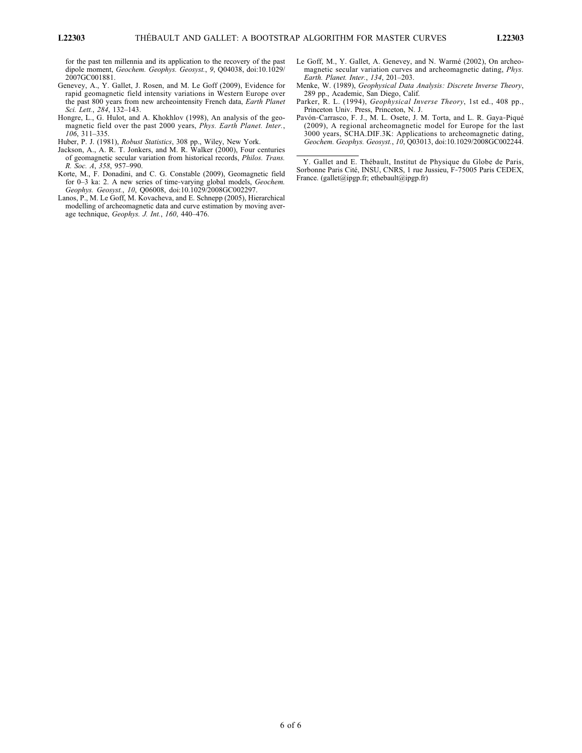for the past ten millennia and its application to the recovery of the past dipole moment, *Geochem. Geophys. Geosyst.*, *9*, Q04038, doi:10.1029/2007GC001881.

Genevey, A., Y. Gallet, J. Rosen, and M. Le Goff (2009), Evidence for rapid geomagnetic field intensity variations in Western Europe over the past 800 years from new archeointensity French data, *Earth Planet Sci. Lett.*, *284*, 132–143.

Hongre, L., G. Hulot, and A. Khokhlov (1998), An analysis of the geomagnetic field over the past 2000 years, *Phys. Earth Planet. Inter.*, *106*, 311–335.

Huber, P. J. (1981), *Robust Statistics*, 308 pp., Wiley, New York.

Jackson, A., A. R. T. Jonkers, and M. R. Walker (2000), Four centuries of geomagnetic secular variation from historical records, *Philos. Trans. R. Soc. A*, *358*, 957–990.

Korte, M., F. Donadini, and C. G. Constable (2009), Geomagnetic field for 0–3 ka: 2. A new series of time-varying global models, *Geochem. Geophys. Geosyst.*, *10*, Q06008, doi:10.1029/2008GC002297.

Lanos, P., M. Le Goff, M. Kovacheva, and E. Schnepp (2005), Hierarchical modelling of archeomagnetic data and curve estimation by moving average technique, *Geophys. J. Int.*, *160*, 440–476.

Le Goff, M., Y. Gallet, A. Genevey, and N. Warmé (2002), On archeomagnetic secular variation curves and archeomagnetic dating, *Phys. Earth. Planet. Inter.*, *134*, 201–203.

Menke, W. (1989), *Geophysical Data Analysis: Discrete Inverse Theory*, 289 pp., Academic, San Diego, Calif.

Parker, R. L. (1994), *Geophysical Inverse Theory*, 1st ed., 408 pp., Princeton Univ. Press, Princeton, N. J.

Pavón-Carrasco, F. J., M. L. Osete, J. M. Torta, and L. R. Gaya-Piqué (2009), A regional archeomagnetic model for Europe for the last 3000 years, SCHA.DIF.3K: Applications to archeomagnetic dating, *Geochem. Geophys. Geosyst.*, *10*, Q03013, doi:10.1029/2008GC002244.

---

Y. Gallet and E. Thébault, Institut de Physique du Globe de Paris, Sorbonne Paris Cité, INSU, CNRS, 1 rue Jussieu, F-75005 Paris CEDEX, France. (gallet@ipgp.fr; ethebault@ipgp.fr)